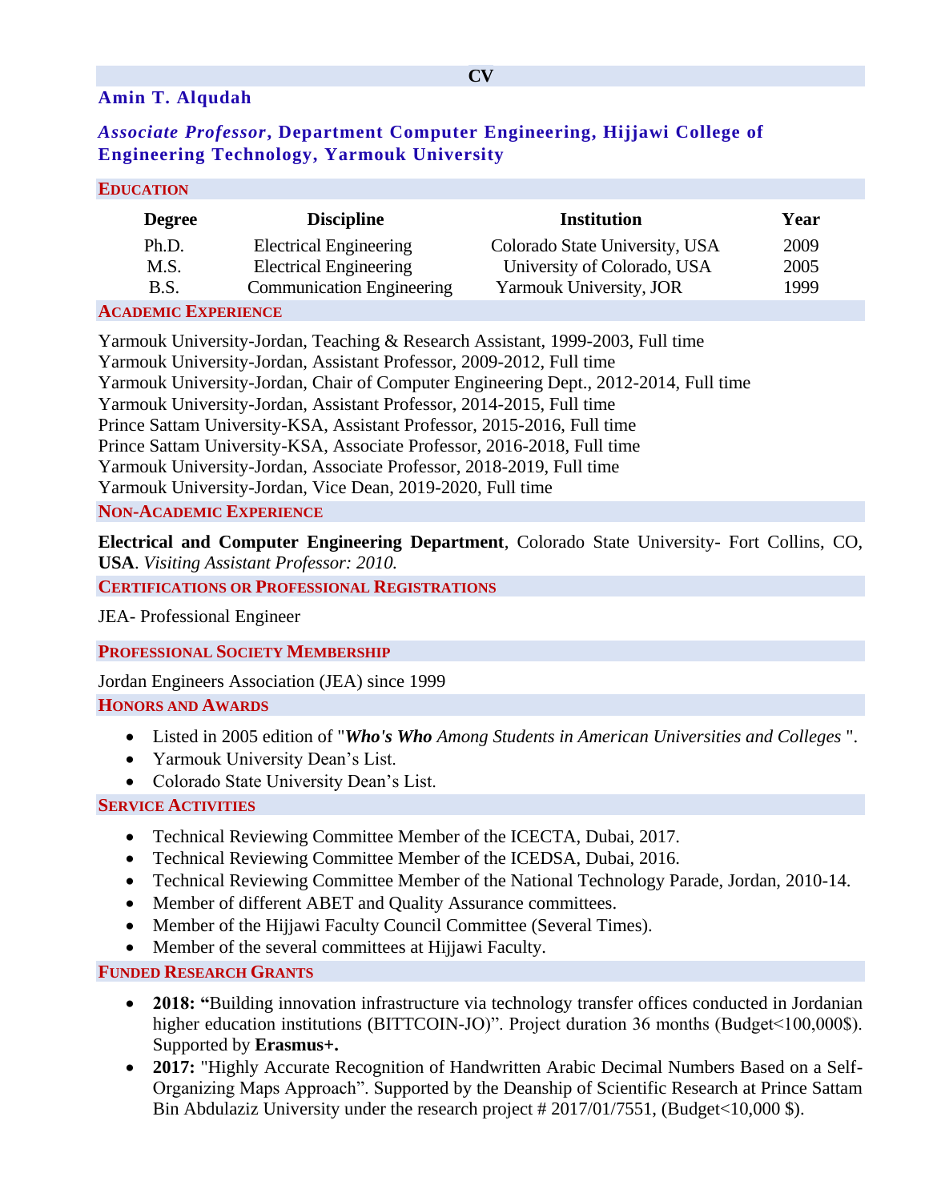# CV

**Amin T. Alqudah**

***Associate Professor*, Department Computer Engineering, Hijjawi College of Engineering Technology, Yarmouk University**

## Education

| Degree | Discipline | Institution | Year |
|---|---|---|---|
| Ph.D. | Electrical Engineering | Colorado State University, USA | 2009 |
| M.S. | Electrical Engineering | University of Colorado, USA | 2005 |
| B.S. | Communication Engineering | Yarmouk University, JOR | 1999 |

## Academic Experience

Yarmouk University-Jordan, Teaching & Research Assistant, 1999-2003, Full time
Yarmouk University-Jordan, Assistant Professor, 2009-2012, Full time
Yarmouk University-Jordan, Chair of Computer Engineering Dept., 2012-2014, Full time
Yarmouk University-Jordan, Assistant Professor, 2014-2015, Full time
Prince Sattam University-KSA, Assistant Professor, 2015-2016, Full time
Prince Sattam University-KSA, Associate Professor, 2016-2018, Full time
Yarmouk University-Jordan, Associate Professor, 2018-2019, Full time
Yarmouk University-Jordan, Vice Dean, 2019-2020, Full time

## Non-Academic Experience

**Electrical and Computer Engineering Department**, Colorado State University- Fort Collins, CO, **USA**. *Visiting Assistant Professor: 2010.*

## Certifications or Professional Registrations

JEA- Professional Engineer

## Professional Society Membership

Jordan Engineers Association (JEA) since 1999

## Honors and Awards

- Listed in 2005 edition of "***Who's Who** Among Students in American Universities and Colleges* ".
- Yarmouk University Dean's List.
- Colorado State University Dean's List.

## Service Activities

- Technical Reviewing Committee Member of the ICECTA, Dubai, 2017.
- Technical Reviewing Committee Member of the ICEDSA, Dubai, 2016.
- Technical Reviewing Committee Member of the National Technology Parade, Jordan, 2010-14.
- Member of different ABET and Quality Assurance committees.
- Member of the Hijjawi Faculty Council Committee (Several Times).
- Member of the several committees at Hijjawi Faculty.

## Funded Research Grants

- **2018: "**Building innovation infrastructure via technology transfer offices conducted in Jordanian higher education institutions (BITTCOIN-JO)". Project duration 36 months (Budget<100,000$). Supported by **Erasmus+.**
- **2017:** "Highly Accurate Recognition of Handwritten Arabic Decimal Numbers Based on a Self-Organizing Maps Approach". Supported by the Deanship of Scientific Research at Prince Sattam Bin Abdulaziz University under the research project # 2017/01/7551, (Budget<10,000 $).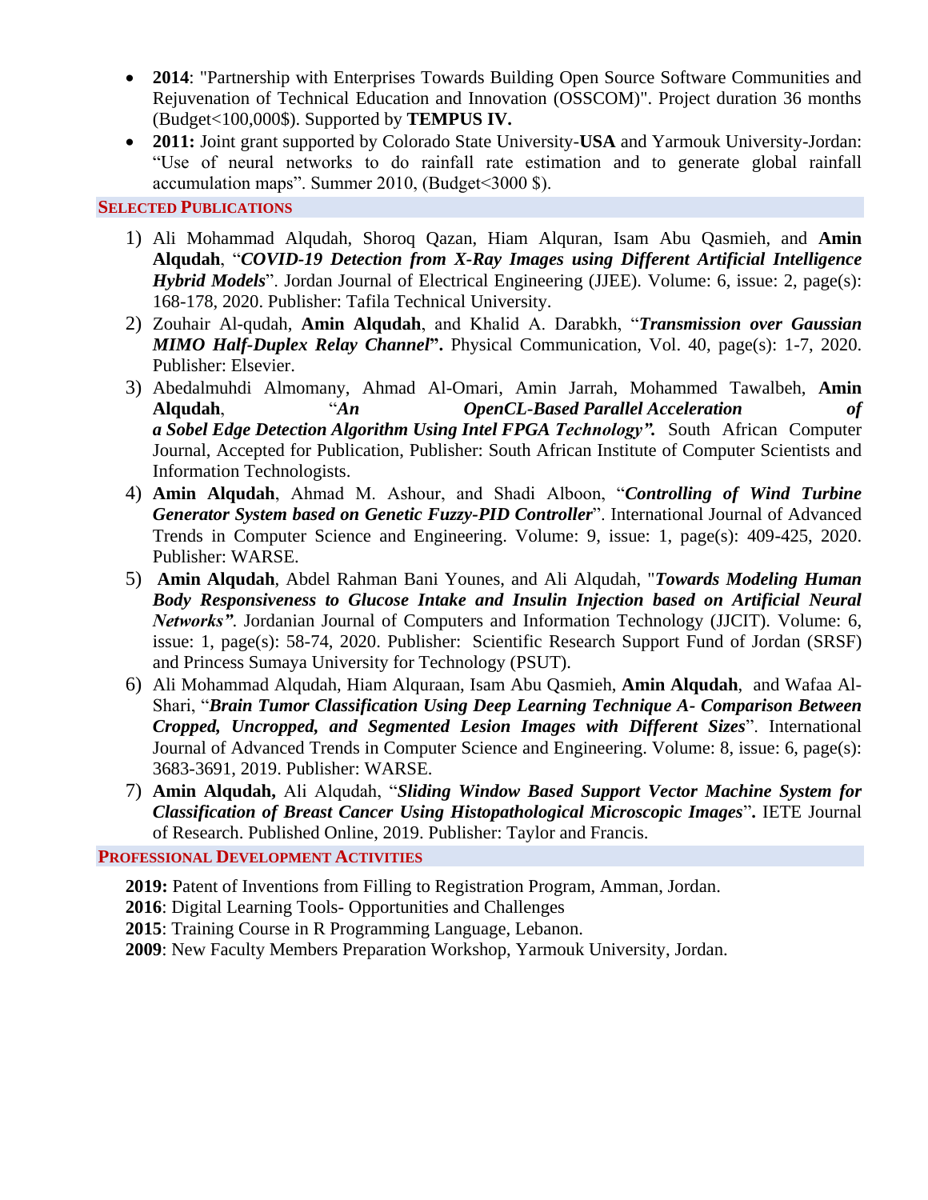- **2014**: "Partnership with Enterprises Towards Building Open Source Software Communities and Rejuvenation of Technical Education and Innovation (OSSCOM)". Project duration 36 months (Budget<100,000$). Supported by **TEMPUS IV.**
- **2011:** Joint grant supported by Colorado State University-**USA** and Yarmouk University-Jordan: "Use of neural networks to do rainfall rate estimation and to generate global rainfall accumulation maps". Summer 2010, (Budget<3000 $).

## SELECTED PUBLICATIONS

1) Ali Mohammad Alqudah, Shoroq Qazan, Hiam Alquran, Isam Abu Qasmieh, and **Amin Alqudah**, "***COVID-19 Detection from X-Ray Images using Different Artificial Intelligence Hybrid Models***". Jordan Journal of Electrical Engineering (JJEE). Volume: 6, issue: 2, page(s): 168-178, 2020. Publisher: Tafila Technical University.
2) Zouhair Al-qudah, **Amin Alqudah**, and Khalid A. Darabkh, "***Transmission over Gaussian MIMO Half-Duplex Relay Channel*".** Physical Communication, Vol. 40, page(s): 1-7, 2020. Publisher: Elsevier.
3) Abedalmuhdi Almomany, Ahmad Al-Omari, Amin Jarrah, Mohammed Tawalbeh, **Amin Alqudah**, "***An OpenCL-Based Parallel Acceleration of a Sobel Edge Detection Algorithm Using Intel FPGA Technology".*** South African Computer Journal, Accepted for Publication, Publisher: South African Institute of Computer Scientists and Information Technologists.
4) **Amin Alqudah**, Ahmad M. Ashour, and Shadi Alboon, "***Controlling of Wind Turbine Generator System based on Genetic Fuzzy-PID Controller***". International Journal of Advanced Trends in Computer Science and Engineering. Volume: 9, issue: 1, page(s): 409-425, 2020. Publisher: WARSE.
5) **Amin Alqudah**, Abdel Rahman Bani Younes, and Ali Alqudah, "***Towards Modeling Human Body Responsiveness to Glucose Intake and Insulin Injection based on Artificial Neural Networks".*** Jordanian Journal of Computers and Information Technology (JJCIT). Volume: 6, issue: 1, page(s): 58-74, 2020. Publisher: Scientific Research Support Fund of Jordan (SRSF) and Princess Sumaya University for Technology (PSUT).
6) Ali Mohammad Alqudah, Hiam Alquraan, Isam Abu Qasmieh, **Amin Alqudah**, and Wafaa Al-Shari, "***Brain Tumor Classification Using Deep Learning Technique A- Comparison Between Cropped, Uncropped, and Segmented Lesion Images with Different Sizes***". International Journal of Advanced Trends in Computer Science and Engineering. Volume: 8, issue: 6, page(s): 3683-3691, 2019. Publisher: WARSE.
7) **Amin Alqudah,** Ali Alqudah, "***Sliding Window Based Support Vector Machine System for Classification of Breast Cancer Using Histopathological Microscopic Images***"**.** IETE Journal of Research. Published Online, 2019. Publisher: Taylor and Francis.

## PROFESSIONAL DEVELOPMENT ACTIVITIES

**2019:** Patent of Inventions from Filling to Registration Program, Amman, Jordan.
**2016**: Digital Learning Tools- Opportunities and Challenges
**2015**: Training Course in R Programming Language, Lebanon.
**2009**: New Faculty Members Preparation Workshop, Yarmouk University, Jordan.